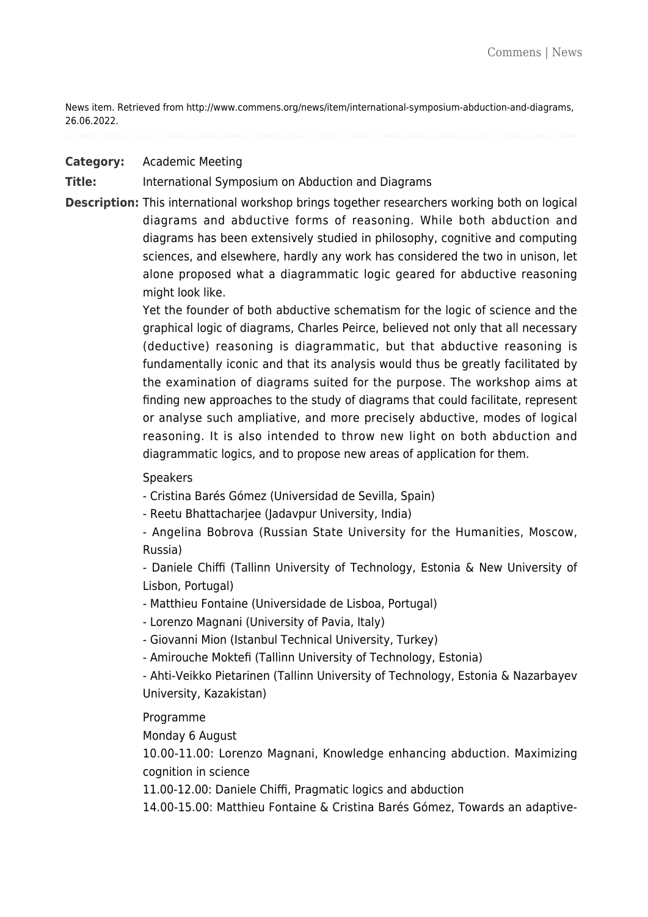News item. Retrieved from http://www.commens.org/news/item/international-symposium-abduction-and-diagrams, 26.06.2022.

**Category:** Academic Meeting

**Title:** International Symposium on Abduction and Diagrams

**Description:** This international workshop brings together researchers working both on logical diagrams and abductive forms of reasoning. While both abduction and diagrams has been extensively studied in philosophy, cognitive and computing sciences, and elsewhere, hardly any work has considered the two in unison, let alone proposed what a diagrammatic logic geared for abductive reasoning might look like.

Yet the founder of both abductive schematism for the logic of science and the graphical logic of diagrams, Charles Peirce, believed not only that all necessary (deductive) reasoning is diagrammatic, but that abductive reasoning is fundamentally iconic and that its analysis would thus be greatly facilitated by the examination of diagrams suited for the purpose. The workshop aims at finding new approaches to the study of diagrams that could facilitate, represent or analyse such ampliative, and more precisely abductive, modes of logical reasoning. It is also intended to throw new light on both abduction and diagrammatic logics, and to propose new areas of application for them.

Speakers

- Cristina Barés Gómez (Universidad de Sevilla, Spain)
- Reetu Bhattacharjee (Jadavpur University, India)
- Angelina Bobrova (Russian State University for the Humanities, Moscow, Russia)
- Daniele Chiffi (Tallinn University of Technology, Estonia & New University of Lisbon, Portugal)
- Matthieu Fontaine (Universidade de Lisboa, Portugal)
- Lorenzo Magnani (University of Pavia, Italy)
- Giovanni Mion (Istanbul Technical University, Turkey)
- Amirouche Moktefi (Tallinn University of Technology, Estonia)
- Ahti-Veikko Pietarinen (Tallinn University of Technology, Estonia & Nazarbayev University, Kazakistan)

Programme

Monday 6 August

10.00-11.00: Lorenzo Magnani, Knowledge enhancing abduction. Maximizing cognition in science

11.00-12.00: Daniele Chiffi, Pragmatic logics and abduction

14.00-15.00: Matthieu Fontaine & Cristina Barés Gómez, Towards an adaptive-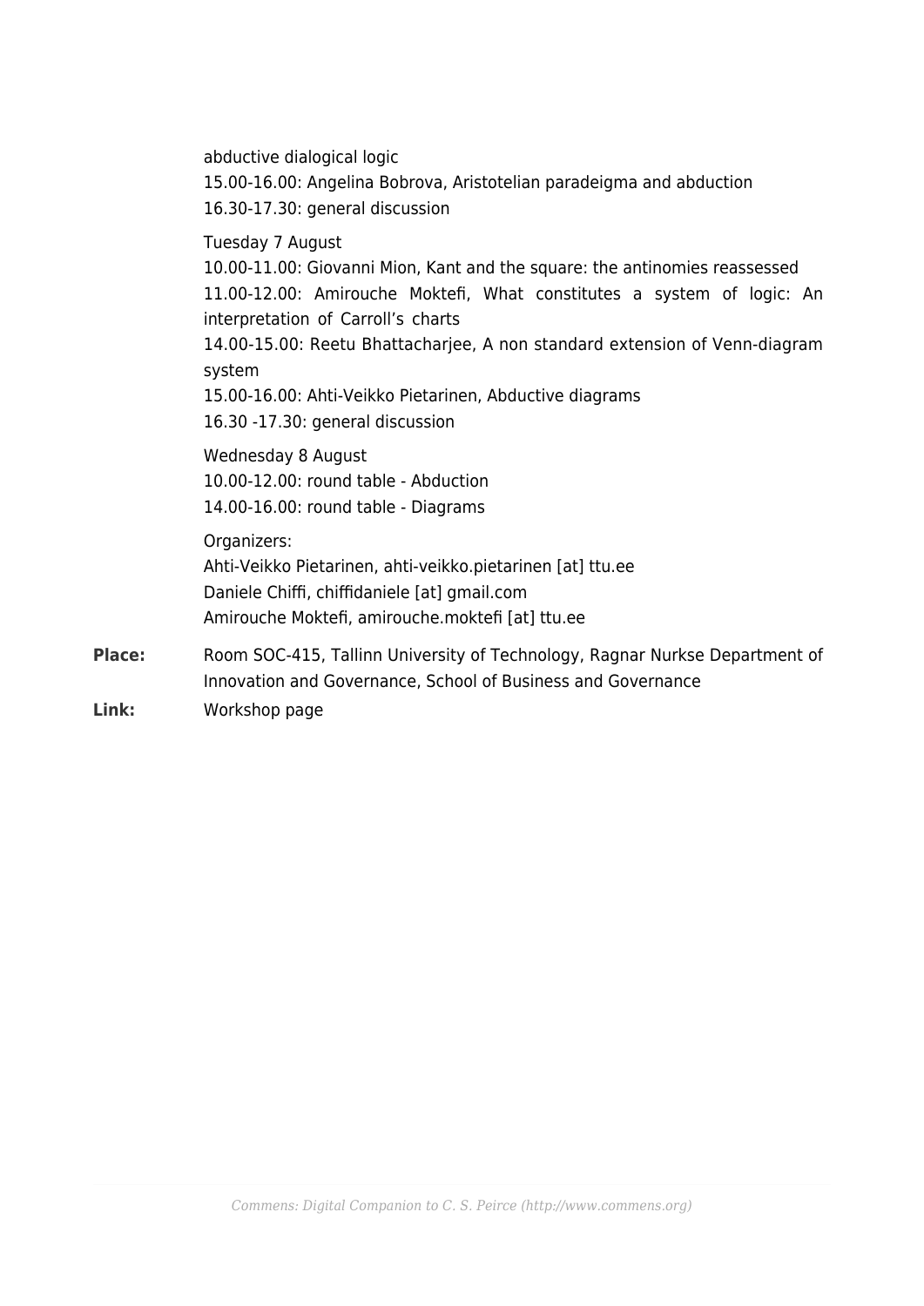abductive dialogical logic
15.00-16.00: Angelina Bobrova, Aristotelian paradeigma and abduction
16.30-17.30: general discussion

Tuesday 7 August
10.00-11.00: Giovanni Mion, Kant and the square: the antinomies reassessed
11.00-12.00: Amirouche Moktefi, What constitutes a system of logic: An interpretation of Carroll's charts
14.00-15.00: Reetu Bhattacharjee, A non standard extension of Venn-diagram system
15.00-16.00: Ahti-Veikko Pietarinen, Abductive diagrams
16.30 -17.30: general discussion

Wednesday 8 August
10.00-12.00: round table - Abduction
14.00-16.00: round table - Diagrams

Organizers:
Ahti-Veikko Pietarinen, ahti-veikko.pietarinen [at] ttu.ee
Daniele Chiffi, chiffidaniele [at] gmail.com
Amirouche Moktefi, amirouche.moktefi [at] ttu.ee

**Place:** Room SOC-415, Tallinn University of Technology, Ragnar Nurkse Department of Innovation and Governance, School of Business and Governance

**Link:** Workshop page